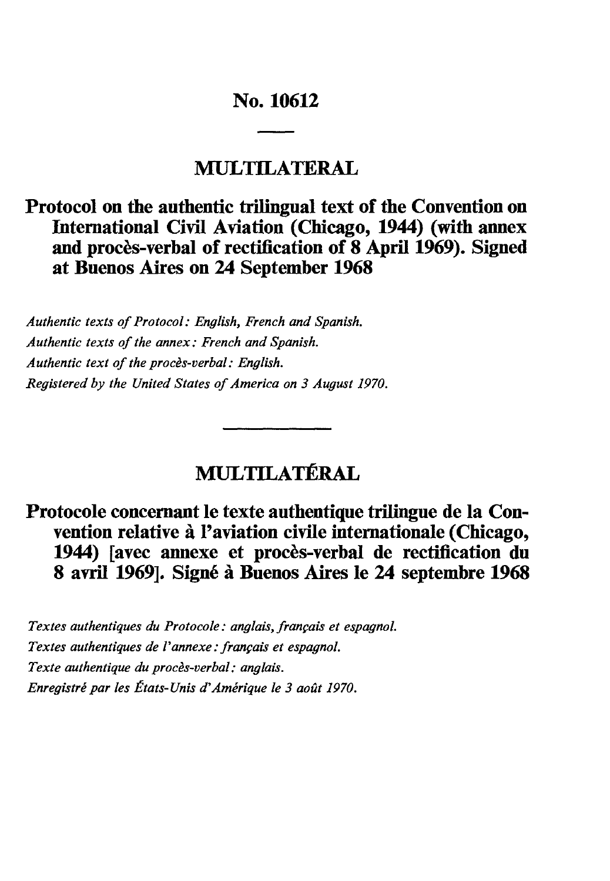# No. 10612

## MULTILATERAL

### Protocol on the authentic trilingual text of the Convention on International Civil Aviation (Chicago, 1944) (with annex and procès-verbal of rectification of 8 April 1969). Signed at Buenos Aires on 24 September 1968

*Authentic texts of Protocol: English, French and Spanish.*
*Authentic texts of the annex: French and Spanish.*
*Authentic text of the procès-verbal: English.*
*Registered by the United States of America on 3 August 1970.*

## MULTILATÉRAL

### Protocole concernant le texte authentique trilingue de la Convention relative à l'aviation civile internationale (Chicago, 1944) [avec annexe et procès-verbal de rectification du 8 avril 1969]. Signé à Buenos Aires le 24 septembre 1968

*Textes authentiques du Protocole: anglais, français et espagnol.*
*Textes authentiques de l'annexe: français et espagnol.*
*Texte authentique du procès-verbal: anglais.*
*Enregistré par les États-Unis d'Amérique le 3 août 1970.*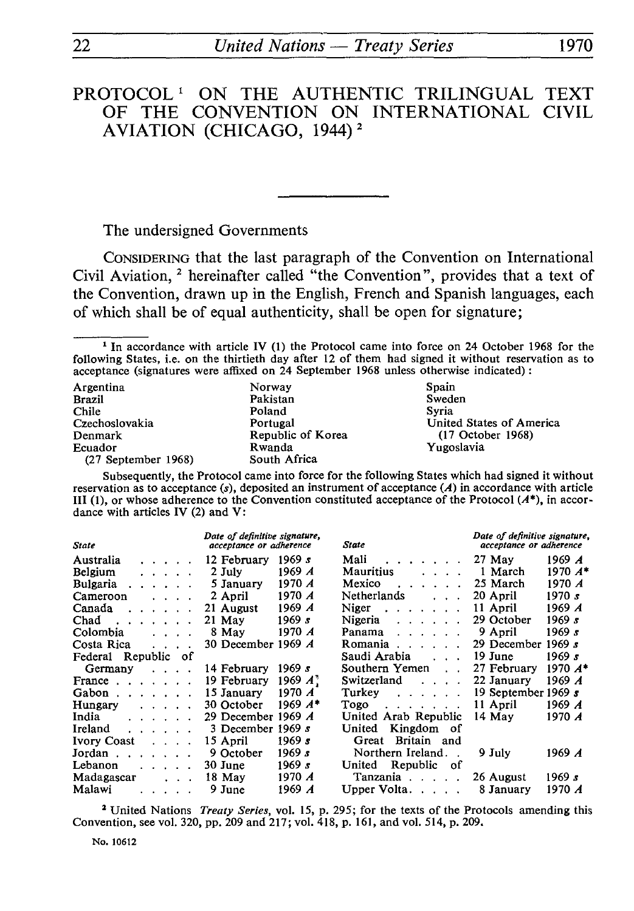# PROTOCOL[1] ON THE AUTHENTIC TRILINGUAL TEXT OF THE CONVENTION ON INTERNATIONAL CIVIL AVIATION (CHICAGO, 1944)[2]

The undersigned Governments

CONSIDERING that the last paragraph of the Convention on International Civil Aviation,[2] hereinafter called "the Convention", provides that a text of the Convention, drawn up in the English, French and Spanish languages, each of which shall be of equal authenticity, shall be open for signature;

---

[1] In accordance with article IV (1) the Protocol came into force on 24 October 1968 for the following States, i.e. on the thirtieth day after 12 of them had signed it without reservation as to acceptance (signatures were affixed on 24 September 1968 unless otherwise indicated):

| | | |
|---|---|---|
| Argentina | Norway | Spain |
| Brazil | Pakistan | Sweden |
| Chile | Poland | Syria |
| Czechoslovakia | Portugal | United States of America (17 October 1968) |
| Denmark | Republic of Korea | Yugoslavia |
| Ecuador (27 September 1968) | Rwanda | |
| | South Africa | |

Subsequently, the Protocol came into force for the following States which had signed it without reservation as to acceptance (*s*), deposited an instrument of acceptance (*A*) in accordance with article III (1), or whose adherence to the Convention constituted acceptance of the Protocol (*A\**), in accordance with articles IV (2) and V:

| *State* | *Date of definitive signature, acceptance or adherence* | *State* | *Date of definitive signature, acceptance or adherence* |
|---|---|---|---|
| Australia | 12 February 1969 *s* | Mali | 27 May 1969 *A* |
| Belgium | 2 July 1969 *A* | Mauritius | 1 March 1970 *A\** |
| Bulgaria | 5 January 1970 *A* | Mexico | 25 March 1970 *A* |
| Cameroon | 2 April 1970 *A* | Netherlands | 20 April 1970 *s* |
| Canada | 21 August 1969 *A* | Niger | 11 April 1969 *A* |
| Chad | 21 May 1969 *s* | Nigeria | 29 October 1969 *s* |
| Colombia | 8 May 1970 *A* | Panama | 9 April 1969 *s* |
| Costa Rica | 30 December 1969 *A* | Romania | 29 December 1969 *s* |
| Federal Republic of Germany | 14 February 1969 *s* | Saudi Arabia | 19 June 1969 *s* |
| France | 19 February 1969 *A* | Southern Yemen | 27 February 1970 *A\** |
| Gabon | 15 January 1970 *A* | Switzerland | 22 January 1969 *A* |
| Hungary | 30 October 1969 *A\** | Turkey | 19 September 1969 *s* |
| India | 29 December 1969 *A* | Togo | 11 April 1969 *A* |
| Ireland | 3 December 1969 *s* | United Arab Republic | 14 May 1970 *A* |
| Ivory Coast | 15 April 1969 *s* | United Kingdom of Great Britain and Northern Ireland | 9 July 1969 *A* |
| Jordan | 9 October 1969 *s* | United Republic of Tanzania | 26 August 1969 *s* |
| Lebanon | 30 June 1969 *s* | Upper Volta | 8 January 1970 *A* |
| Madagascar | 18 May 1970 *A* | | |
| Malawi | 9 June 1969 *A* | | |

[2] United Nations *Treaty Series*, vol. 15, p. 295; for the texts of the Protocols amending this Convention, see vol. 320, pp. 209 and 217; vol. 418, p. 161, and vol. 514, p. 209.

No. 10612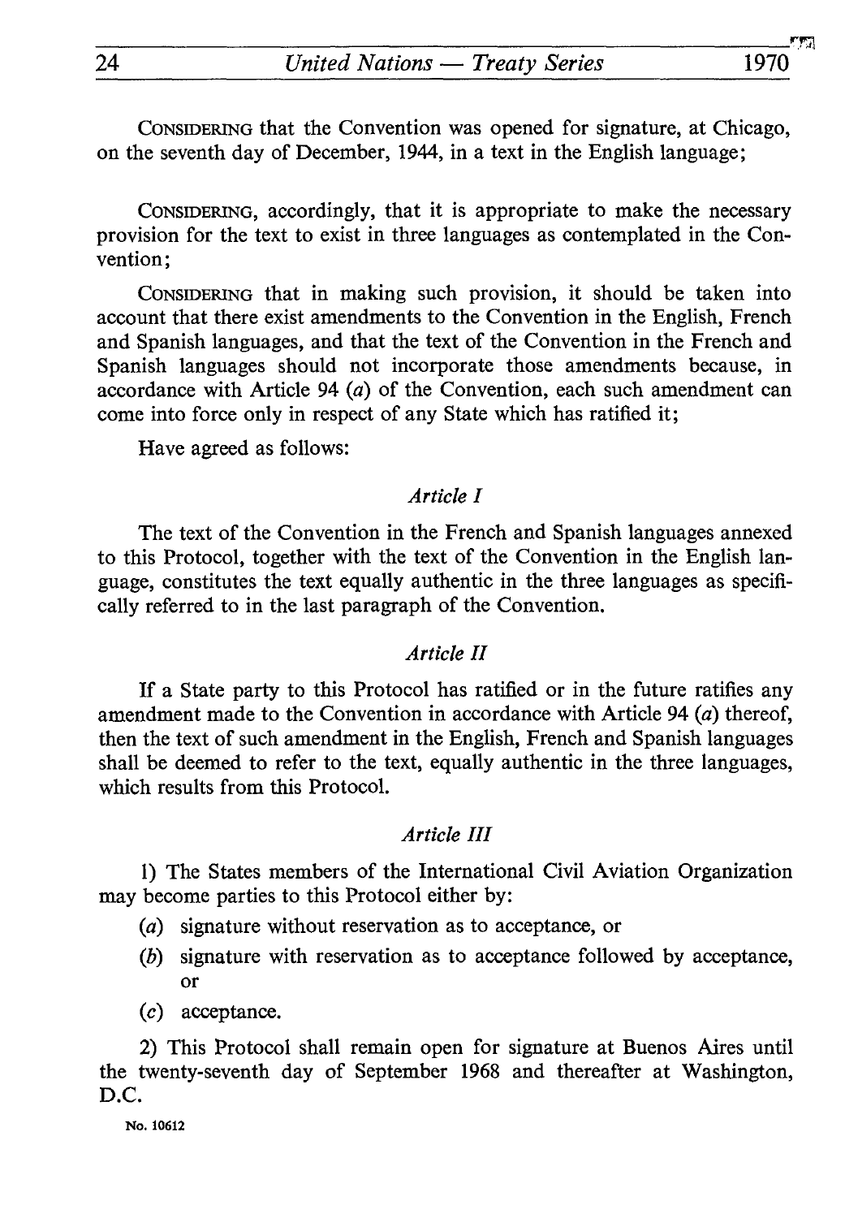CONSIDERING that the Convention was opened for signature, at Chicago, on the seventh day of December, 1944, in a text in the English language;

CONSIDERING, accordingly, that it is appropriate to make the necessary provision for the text to exist in three languages as contemplated in the Convention;

CONSIDERING that in making such provision, it should be taken into account that there exist amendments to the Convention in the English, French and Spanish languages, and that the text of the Convention in the French and Spanish languages should not incorporate those amendments because, in accordance with Article 94 (*a*) of the Convention, each such amendment can come into force only in respect of any State which has ratified it;

Have agreed as follows:

### *Article I*

The text of the Convention in the French and Spanish languages annexed to this Protocol, together with the text of the Convention in the English language, constitutes the text equally authentic in the three languages as specifically referred to in the last paragraph of the Convention.

### *Article II*

If a State party to this Protocol has ratified or in the future ratifies any amendment made to the Convention in accordance with Article 94 (*a*) thereof, then the text of such amendment in the English, French and Spanish languages shall be deemed to refer to the text, equally authentic in the three languages, which results from this Protocol.

### *Article III*

1) The States members of the International Civil Aviation Organization may become parties to this Protocol either by:

(*a*) signature without reservation as to acceptance, or

(*b*) signature with reservation as to acceptance followed by acceptance, or

(*c*) acceptance.

2) This Protocol shall remain open for signature at Buenos Aires until the twenty-seventh day of September 1968 and thereafter at Washington, D.C.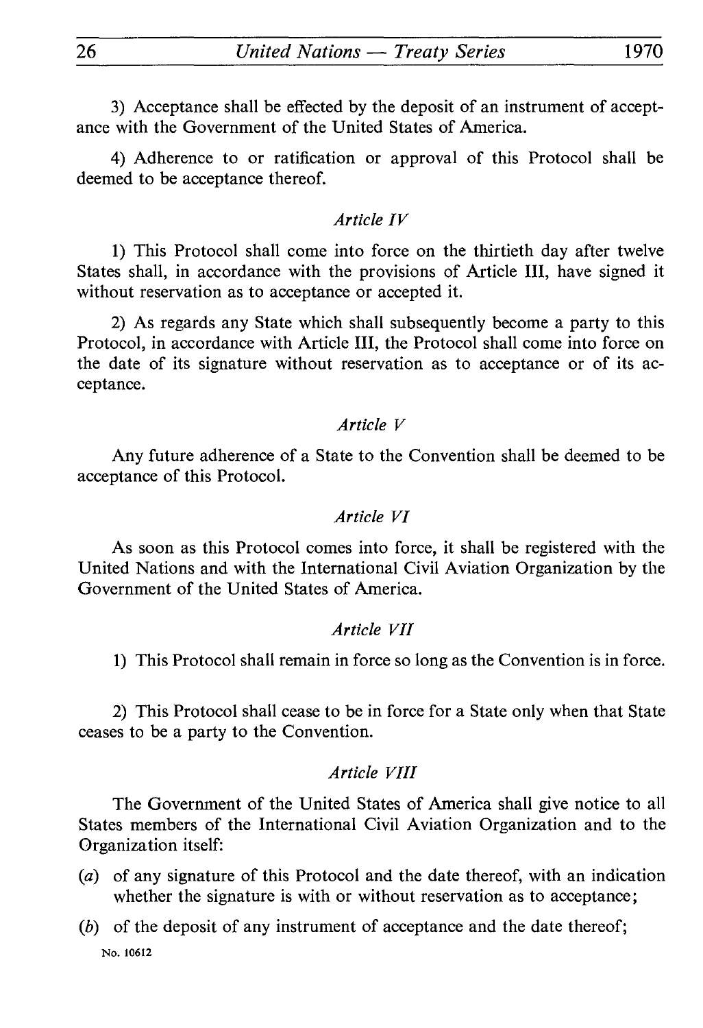3) Acceptance shall be effected by the deposit of an instrument of acceptance with the Government of the United States of America.

4) Adherence to or ratification or approval of this Protocol shall be deemed to be acceptance thereof.

*Article IV*

1) This Protocol shall come into force on the thirtieth day after twelve States shall, in accordance with the provisions of Article III, have signed it without reservation as to acceptance or accepted it.

2) As regards any State which shall subsequently become a party to this Protocol, in accordance with Article III, the Protocol shall come into force on the date of its signature without reservation as to acceptance or of its acceptance.

*Article V*

Any future adherence of a State to the Convention shall be deemed to be acceptance of this Protocol.

*Article VI*

As soon as this Protocol comes into force, it shall be registered with the United Nations and with the International Civil Aviation Organization by the Government of the United States of America.

*Article VII*

1) This Protocol shall remain in force so long as the Convention is in force.

2) This Protocol shall cease to be in force for a State only when that State ceases to be a party to the Convention.

*Article VIII*

The Government of the United States of America shall give notice to all States members of the International Civil Aviation Organization and to the Organization itself:

(*a*) of any signature of this Protocol and the date thereof, with an indication whether the signature is with or without reservation as to acceptance;

(*b*) of the deposit of any instrument of acceptance and the date thereof;

No. 10612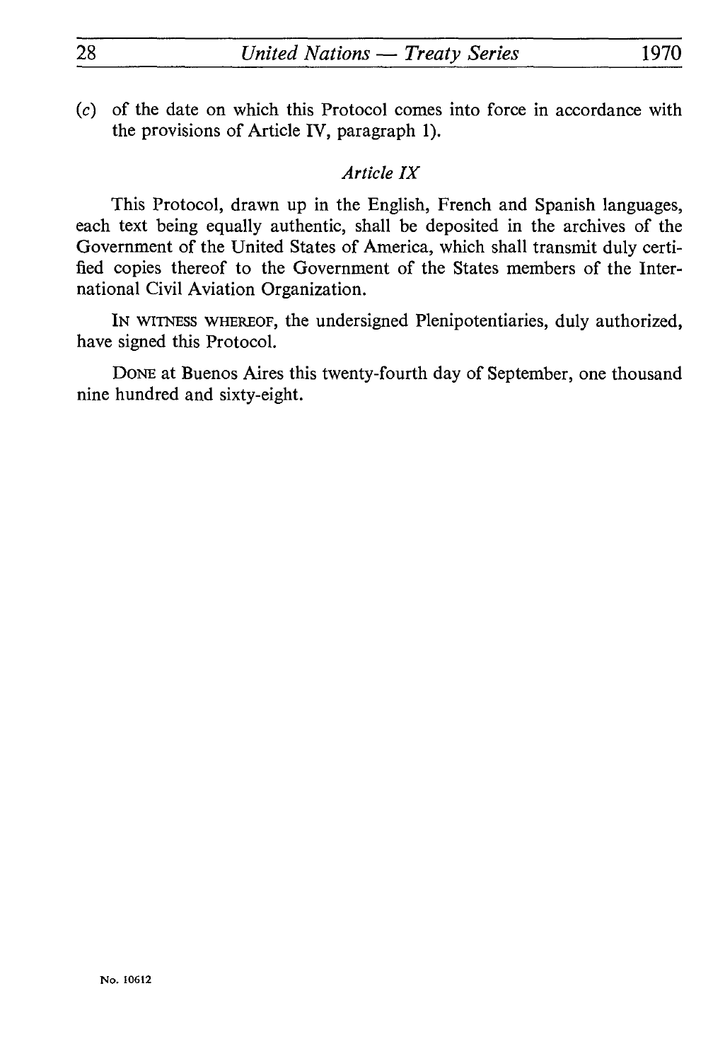(c) of the date on which this Protocol comes into force in accordance with the provisions of Article IV, paragraph 1).

*Article IX*

This Protocol, drawn up in the English, French and Spanish languages, each text being equally authentic, shall be deposited in the archives of the Government of the United States of America, which shall transmit duly certified copies thereof to the Government of the States members of the International Civil Aviation Organization.

IN WITNESS WHEREOF, the undersigned Plenipotentiaries, duly authorized, have signed this Protocol.

DONE at Buenos Aires this twenty-fourth day of September, one thousand nine hundred and sixty-eight.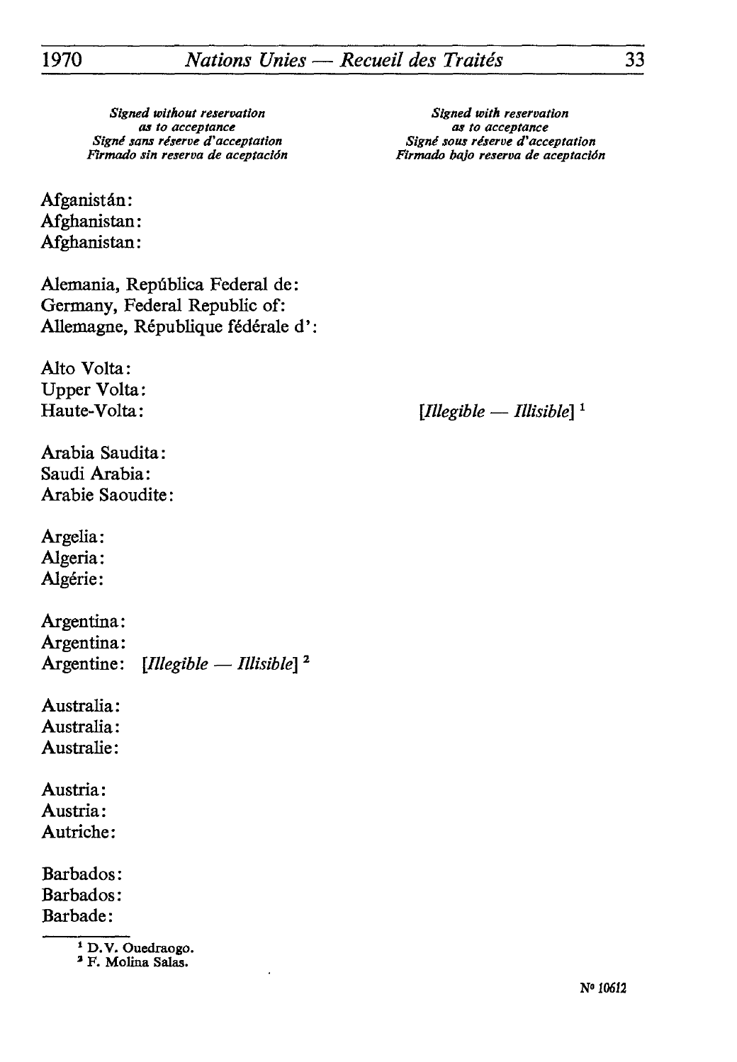| *Signed without reservation as to acceptance*<br>*Signé sans réserve d'acceptation*<br>*Firmado sin reserva de aceptación* | *Signed with reservation as to acceptance*<br>*Signé sous réserve d'acceptation*<br>*Firmado bajo reserva de aceptación* |
|---|---|
| Afganistán:<br>Afghanistan:<br>Afghanistan: | |
| Alemania, República Federal de:<br>Germany, Federal Republic of:<br>Allemagne, République fédérale d': | |
| Alto Volta:<br>Upper Volta:<br>Haute-Volta: | *[Illegible — Illisible]* [1] |
| Arabia Saudita:<br>Saudi Arabia:<br>Arabie Saoudite: | |
| Argelia:<br>Algeria:<br>Algérie: | |
| Argentina:<br>Argentina:<br>Argentine: *[Illegible — Illisible]* [2] | |
| Australia:<br>Australia:<br>Australie: | |
| Austria:<br>Austria:<br>Autriche: | |
| Barbados:<br>Barbados:<br>Barbade: | |

[1] D.V. Ouedraogo.
[2] F. Molina Salas.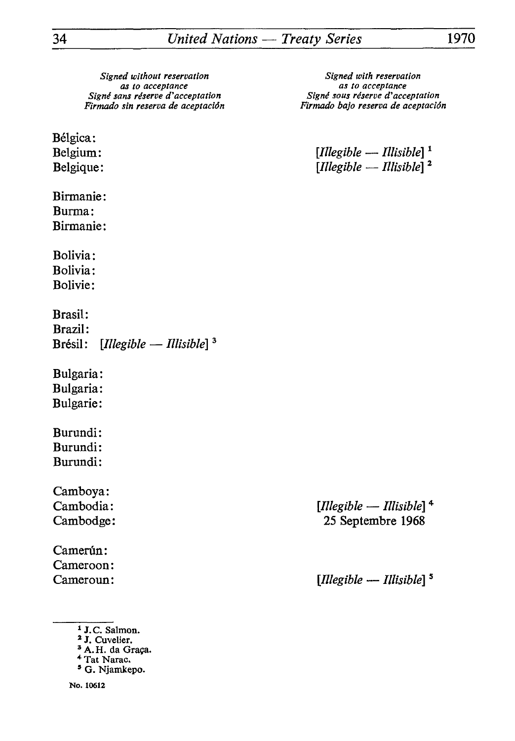| *Signed without reservation as to acceptance*<br>*Signé sans réserve d'acceptation*<br>*Firmado sin reserva de aceptación* | *Signed with reservation as to acceptance*<br>*Signé sous réserve d'acceptation*<br>*Firmado bajo reserva de aceptación* |
|---|---|
| Bélgica:<br>Belgium:<br>Belgique: | <br>*[Illegible — Illisible]* [1]<br>*[Illegible — Illisible]* [2] |
| Birmanie:<br>Burma:<br>Birmanie: | |
| Bolivia:<br>Bolivia:<br>Bolivie: | |
| Brasil:<br>Brazil:<br>Brésil: *[Illegible — Illisible]* [3] | |
| Bulgaria:<br>Bulgaria:<br>Bulgarie: | |
| Burundi:<br>Burundi:<br>Burundi: | |
| Camboya:<br>Cambodia:<br>Cambodge: | <br>*[Illegible — Illisible]* [4]<br>25 Septembre 1968 |
| Camerún:<br>Cameroon:<br>Cameroun: | <br><br>*[Illegible — Illisible]* [5] |

[1] J.C. Salmon.

[2] J. Cuvelier.

[3] A.H. da Graça.

[4] Tat Narac.

[5] G. Njamkepo.

No. 10612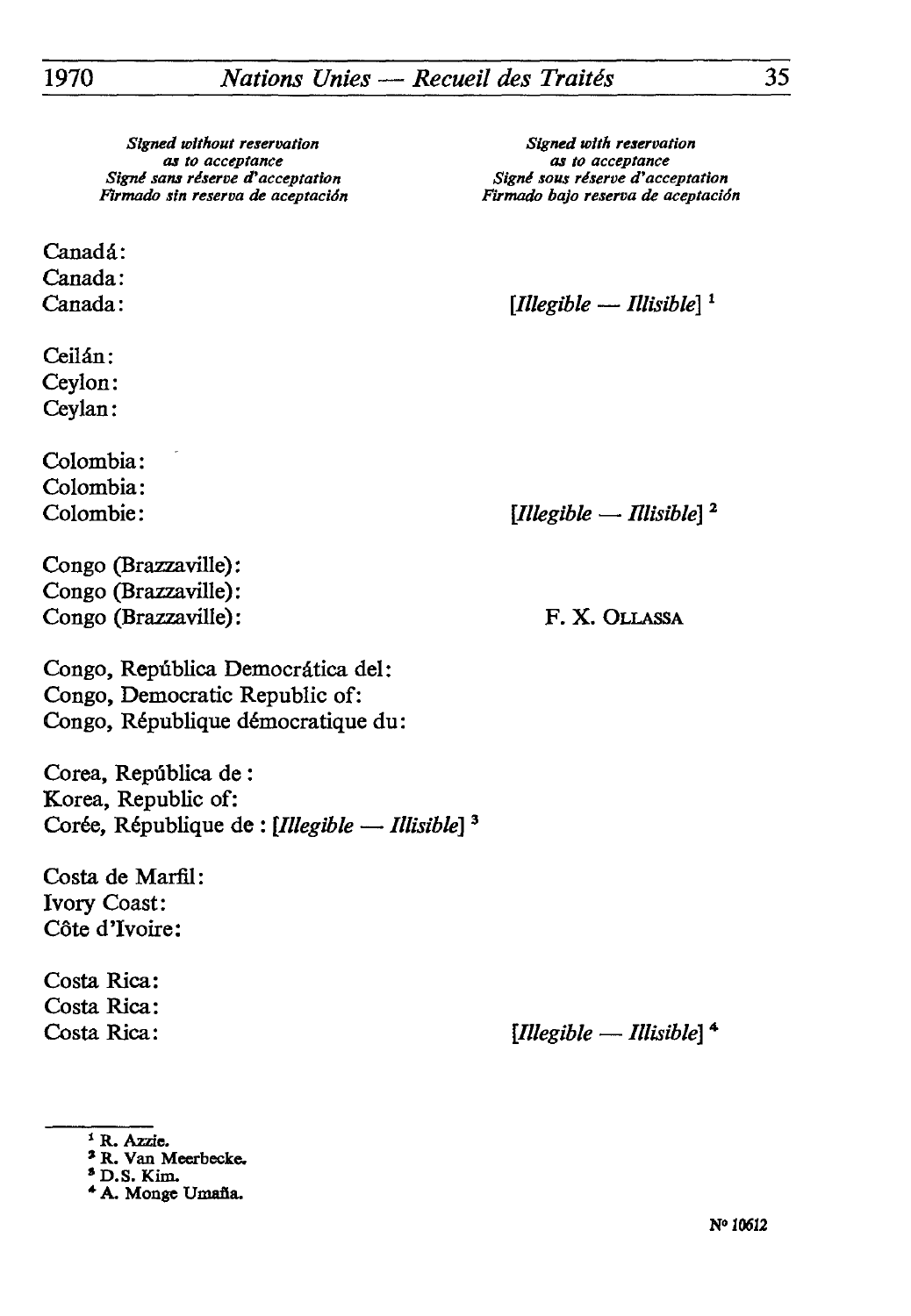| *Signed without reservation as to acceptance*<br>*Signé sans réserve d'acceptation*<br>*Firmado sin reserva de aceptación* | *Signed with reservation as to acceptance*<br>*Signé sous réserve d'acceptation*<br>*Firmado bajo reserva de aceptación* |
|---|---|
| Canadá:<br>Canada:<br>Canada: | [*Illegible — Illisible*] [1] |
| Ceilán:<br>Ceylon:<br>Ceylan: | |
| Colombia:<br>Colombia:<br>Colombie: | [*Illegible — Illisible*] [2] |
| Congo (Brazzaville):<br>Congo (Brazzaville):<br>Congo (Brazzaville): | F. X. OLLASSA |
| Congo, República Democrática del:<br>Congo, Democratic Republic of:<br>Congo, République démocratique du: | |
| Corea, República de :<br>Korea, Republic of:<br>Corée, République de : [*Illegible — Illisible*] [3] | |
| Costa de Marfil:<br>Ivory Coast:<br>Côte d'Ivoire: | |
| Costa Rica:<br>Costa Rica:<br>Costa Rica: | [*Illegible — Illisible*] [4] |

[1] R. Azzie.
[2] R. Van Meerbecke.
[3] D.S. Kim.
[4] A. Monge Umaña.

N° 10612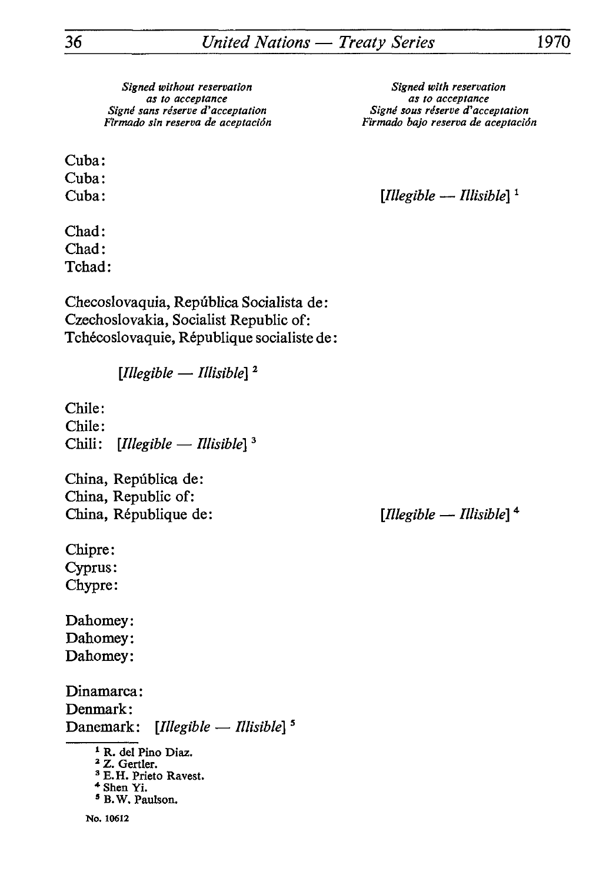| *Signed without reservation as to acceptance*<br>*Signé sans réserve d'acceptation*<br>*Firmado sin reserva de aceptación* | *Signed with reservation as to acceptance*<br>*Signé sous réserve d'acceptation*<br>*Firmado bajo reserva de aceptación* |
| --- | --- |
| Cuba:<br>Cuba:<br>Cuba: | *[Illegible — Illisible]* [1] |
| Chad:<br>Chad:<br>Tchad: | |
| Checoslovaquia, República Socialista de:<br>Czechoslovakia, Socialist Republic of:<br>Tchécoslovaquie, République socialiste de:<br>*[Illegible — Illisible]* [2] | |
| Chile:<br>Chile:<br>Chili: *[Illegible — Illisible]* [3] | |
| China, República de:<br>China, Republic of:<br>China, République de: | *[Illegible — Illisible]* [4] |
| Chipre:<br>Cyprus:<br>Chypre: | |
| Dahomey:<br>Dahomey:<br>Dahomey: | |
| Dinamarca:<br>Denmark:<br>Danemark: *[Illegible — Illisible]* [5] | |

[1] R. del Pino Diaz.
[2] Z. Gertler.
[3] E.H. Prieto Ravest.
[4] Shen Yi.
[5] B.W. Paulson.

No. 10612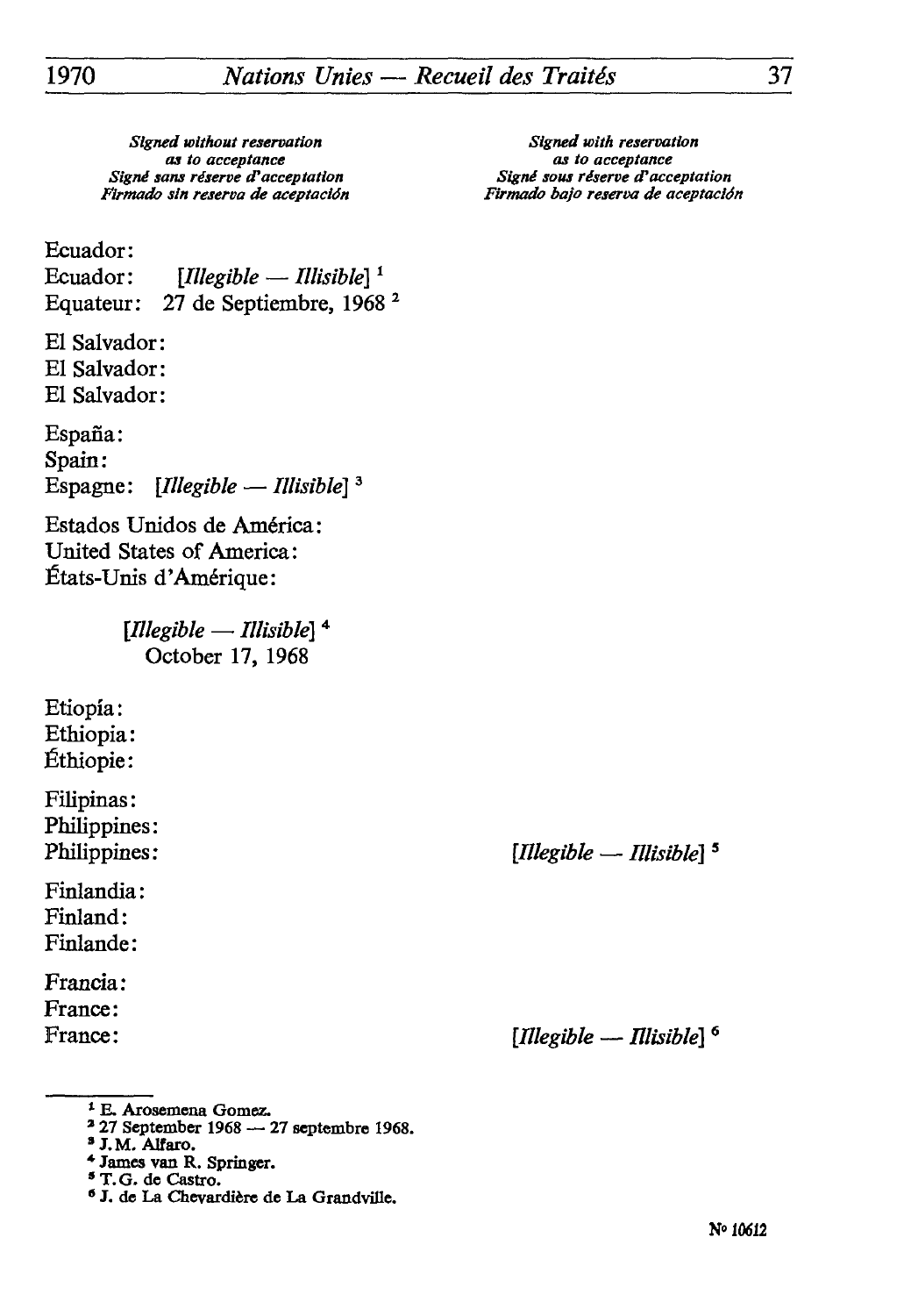| Signed without reservation as to acceptance<br>Signé sans réserve d'acceptation<br>Firmado sin reserva de aceptación | Signed with reservation as to acceptance<br>Signé sous réserve d'acceptation<br>Firmado bajo reserva de aceptación |
| --- | --- |
| Ecuador:<br>Ecuador: *[Illegible — Illisible]* [1]<br>Equateur: 27 de Septiembre, 1968 [2] | |
| El Salvador:<br>El Salvador:<br>El Salvador: | |
| España:<br>Spain:<br>Espagne: *[Illegible — Illisible]* [3] | |
| Estados Unidos de América:<br>United States of America:<br>États-Unis d'Amérique:<br>*[Illegible — Illisible]* [4]<br>October 17, 1968 | |
| Etiopía:<br>Ethiopia:<br>Éthiopie: | |
| Filipinas:<br>Philippines:<br>Philippines: | *[Illegible — Illisible]* [5] |
| Finlandia:<br>Finland:<br>Finlande: | |
| Francia:<br>France:<br>France: | *[Illegible — Illisible]* [6] |

---

[1] E. Arosemena Gomez.

[2] 27 September 1968 — 27 septembre 1968.

[3] J. M. Alfaro.

[4] James van R. Springer.

[5] T. G. de Castro.

[6] J. de La Chevardière de La Grandville.

N° 10612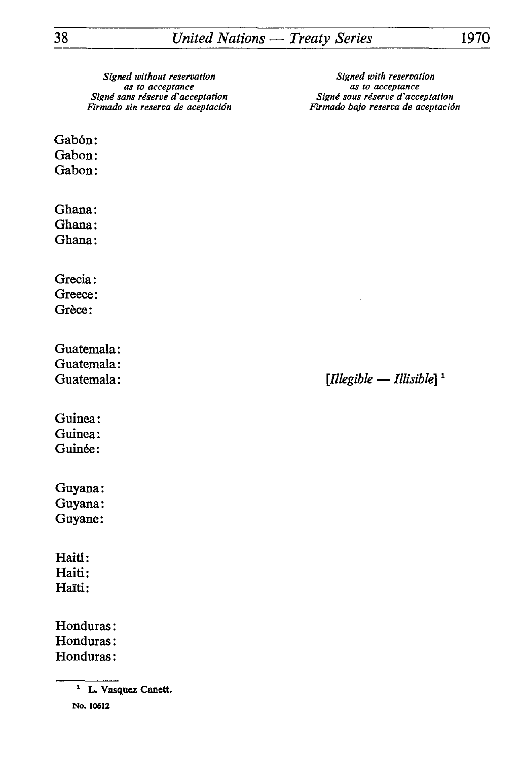| *Signed without reservation as to acceptance*<br>*Signé sans réserve d'acceptation*<br>*Firmado sin reserva de aceptación* | *Signed with reservation as to acceptance*<br>*Signé sous réserve d'acceptation*<br>*Firmado bajo reserva de aceptación* |
|---|---|
| Gabón:<br>Gabon:<br>Gabon: | |
| Ghana:<br>Ghana:<br>Ghana: | |
| Grecia:<br>Greece:<br>Grèce: | |
| Guatemala:<br>Guatemala:<br>Guatemala: | [*Illegible — Illisible*] [1] |
| Guinea:<br>Guinea:<br>Guinée: | |
| Guyana:<br>Guyana:<br>Guyane: | |
| Haití:<br>Haiti:<br>Haïti: | |
| Honduras:<br>Honduras:<br>Honduras: | |

[1] L. Vasquez Canett.

No. 10612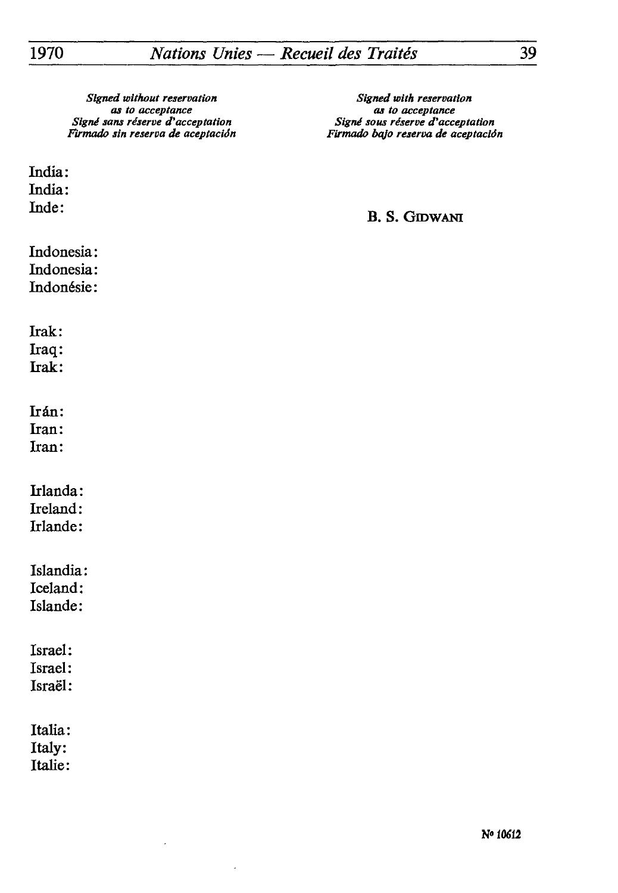| *Signed without reservation as to acceptance*<br>*Signé sans réserve d'acceptation*<br>*Firmado sin reserva de aceptación* | *Signed with reservation as to acceptance*<br>*Signé sous réserve d'acceptation*<br>*Firmado bajo reserva de aceptación* |
|---|---|
| India:<br>India:<br>Inde: | B. S. GIDWANI |
| Indonesia:<br>Indonesia:<br>Indonésie: | |
| Irak:<br>Iraq:<br>Irak: | |
| Irán:<br>Iran:<br>Iran: | |
| Irlanda:<br>Ireland:<br>Irlande: | |
| Islandia:<br>Iceland:<br>Islande: | |
| Israel:<br>Israel:<br>Israël: | |
| Italia:<br>Italy:<br>Italie: | |

N° 10612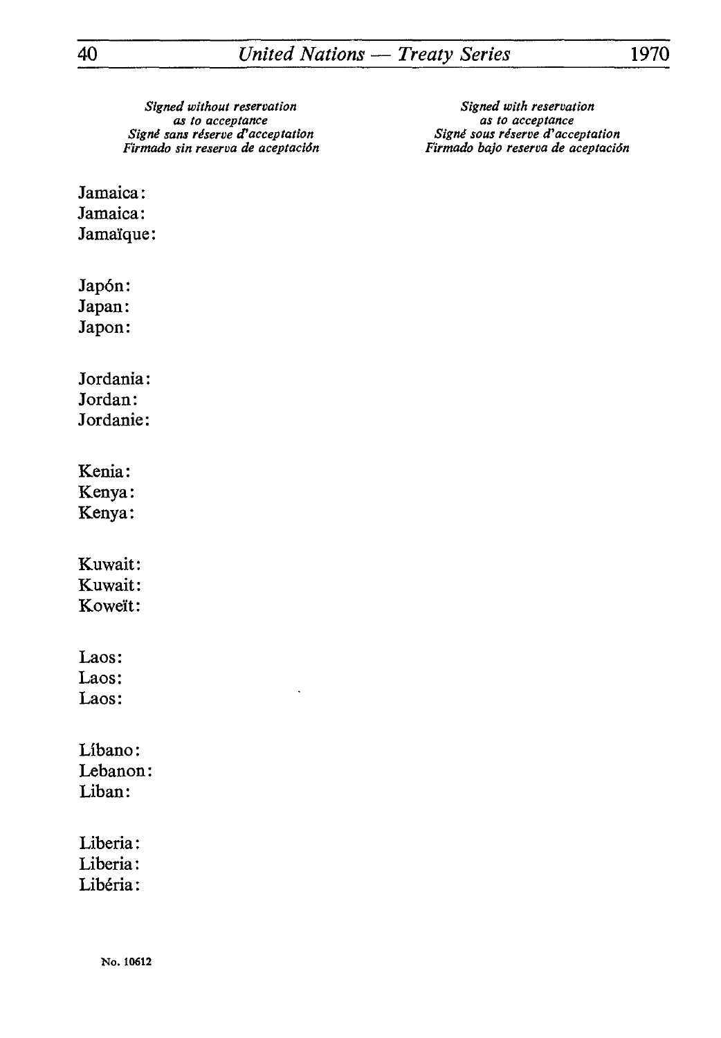| *Signed without reservation as to acceptance*<br>*Signé sans réserve d'acceptation*<br>*Firmado sin reserva de aceptación* | *Signed with reservation as to acceptance*<br>*Signé sous réserve d'acceptation*<br>*Firmado bajo reserva de aceptación* |
|---|---|

Jamaica:
Jamaica:
Jamaïque:

Japón:
Japan:
Japon:

Jordania:
Jordan:
Jordanie:

Kenia:
Kenya:
Kenya:

Kuwait:
Kuwait:
Koweït:

Laos:
Laos:
Laos:

Líbano:
Lebanon:
Liban:

Liberia:
Liberia:
Libéria:

No. 10612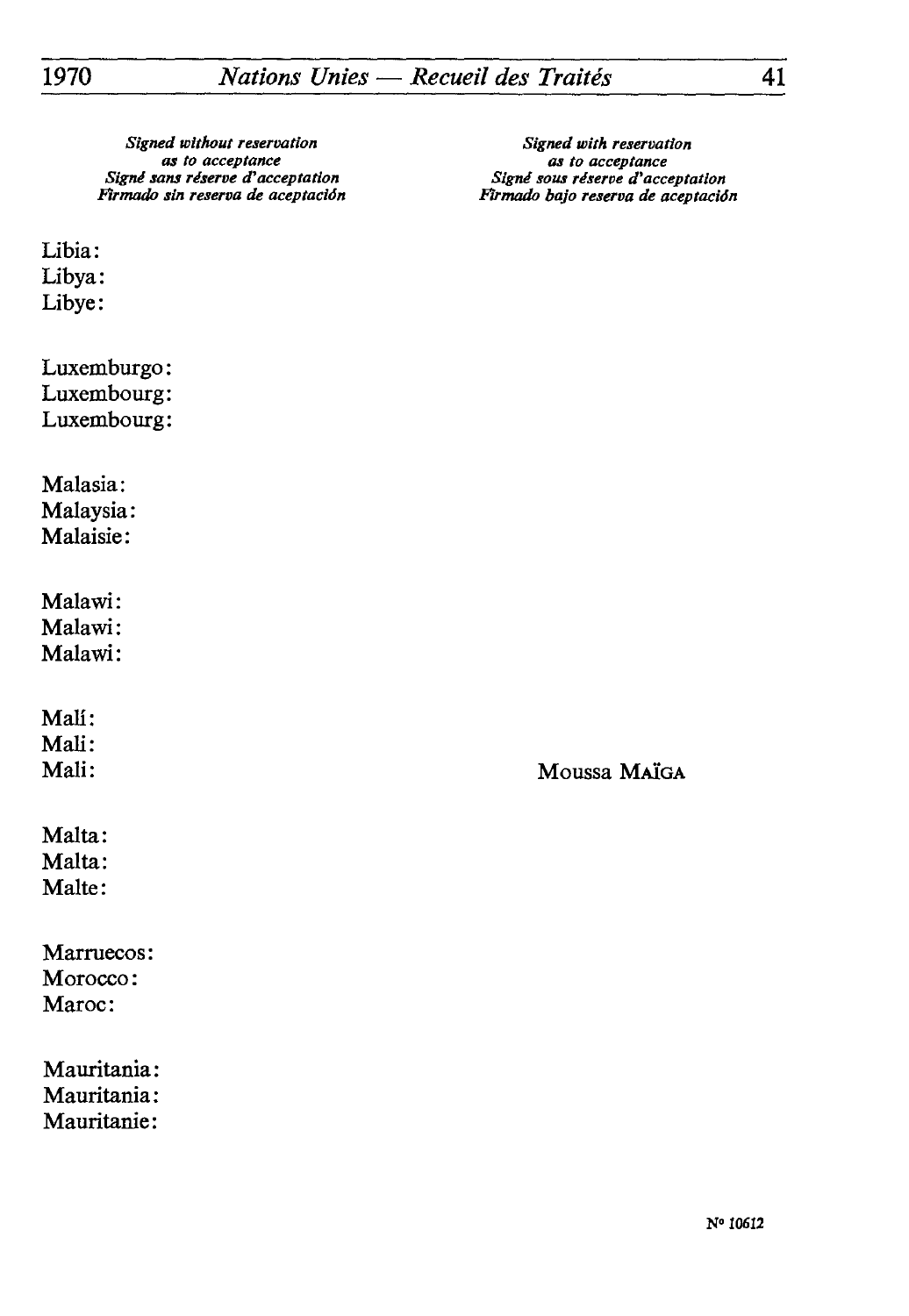| *Signed without reservation as to acceptance*<br>*Signé sans réserve d'acceptation*<br>*Firmado sin reserva de aceptación* | *Signed with reservation as to acceptance*<br>*Signé sous réserve d'acceptation*<br>*Firmado bajo reserva de aceptación* |
|---|---|
| Libia:<br>Libya:<br>Libye: | |
| Luxemburgo:<br>Luxembourg:<br>Luxembourg: | |
| Malasia:<br>Malaysia:<br>Malaisie: | |
| Malawi:<br>Malawi:<br>Malawi: | |
| Malí:<br>Mali:<br>Mali: | Moussa MAÏGA |
| Malta:<br>Malta:<br>Malte: | |
| Marruecos:<br>Morocco:<br>Maroc: | |
| Mauritania:<br>Mauritania:<br>Mauritanie: | |

N° 10612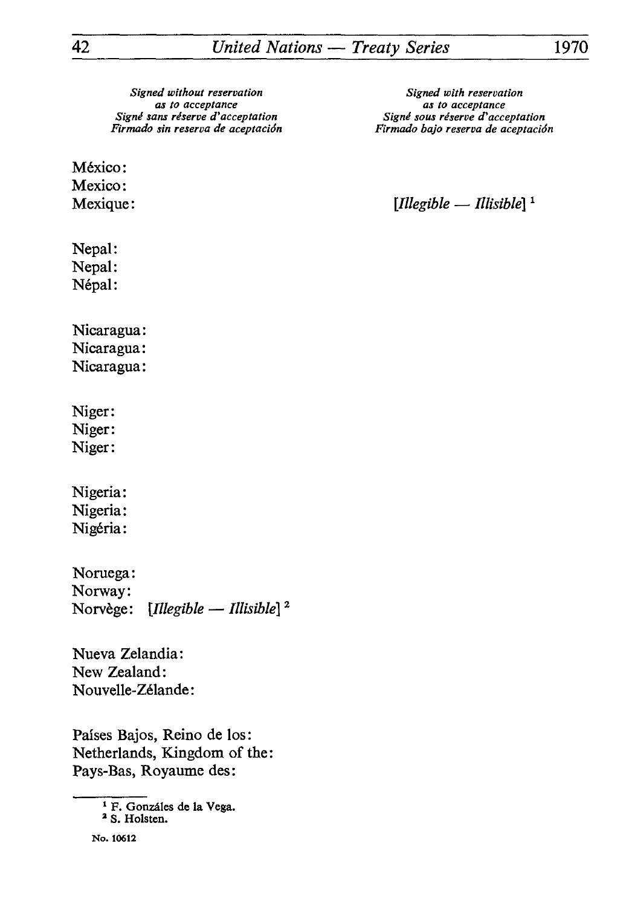| *Signed without reservation as to acceptance*<br>*Signé sans réserve d'acceptation*<br>*Firmado sin reserva de aceptación* | *Signed with reservation as to acceptance*<br>*Signé sous réserve d'acceptation*<br>*Firmado bajo reserva de aceptación* |
|---|---|
| México:<br>Mexico:<br>Mexique: | *[Illegible — Illisible]* [1] |
| Nepal:<br>Nepal:<br>Népal: | |
| Nicaragua:<br>Nicaragua:<br>Nicaragua: | |
| Niger:<br>Niger:<br>Niger: | |
| Nigeria:<br>Nigeria:<br>Nigéria: | |
| Noruega:<br>Norway:<br>Norvège: *[Illegible — Illisible]* [2] | |
| Nueva Zelandia:<br>New Zealand:<br>Nouvelle-Zélande: | |
| Países Bajos, Reino de los:<br>Netherlands, Kingdom of the:<br>Pays-Bas, Royaume des: | |

[1] F. Gonzáles de la Vega.

[2] S. Holsten.

No. 10612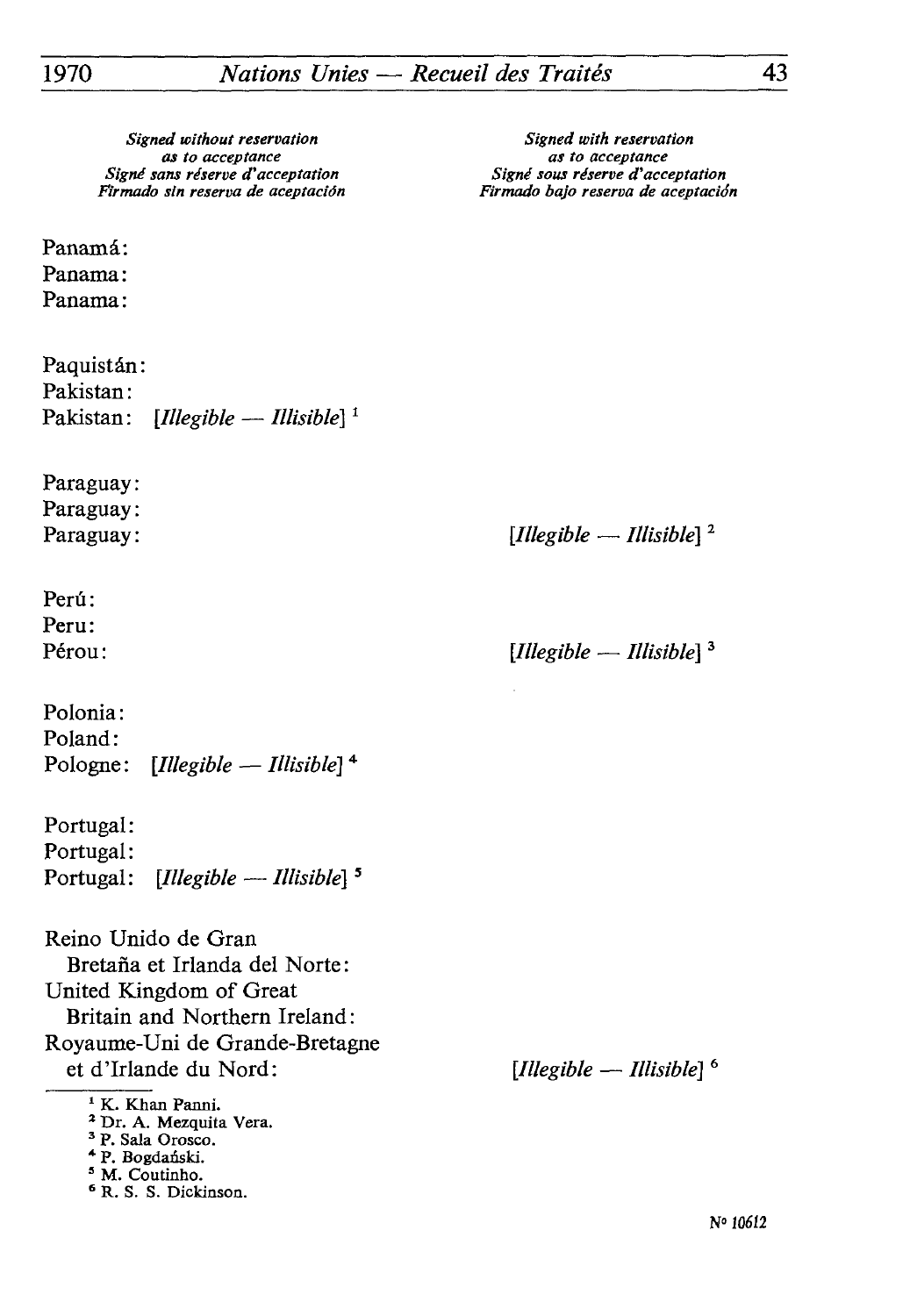| *Signed without reservation as to acceptance*<br>*Signé sans réserve d'acceptation*<br>*Firmado sin reserva de aceptación* | *Signed with reservation as to acceptance*<br>*Signé sous réserve d'acceptation*<br>*Firmado bajo reserva de aceptación* |
| --- | --- |
| Panamá:<br>Panama:<br>Panama: | |
| Paquistán:<br>Pakistan:<br>Pakistan: *[Illegible — Illisible]* [1] | |
| Paraguay:<br>Paraguay:<br>Paraguay: | *[Illegible — Illisible]* [2] |
| Perú:<br>Peru:<br>Pérou: | *[Illegible — Illisible]* [3] |
| Polonia:<br>Poland:<br>Pologne: *[Illegible — Illisible]* [4] | |
| Portugal:<br>Portugal:<br>Portugal: *[Illegible — Illisible]* [5] | |
| Reino Unido de Gran Bretaña et Irlanda del Norte:<br>United Kingdom of Great Britain and Northern Ireland:<br>Royaume-Uni de Grande-Bretagne et d'Irlande du Nord: | *[Illegible — Illisible]* [6] |

[1] K. Khan Panni.

[2] Dr. A. Mezquita Vera.

[3] P. Sala Orosco.

[4] P. Bogdański.

[5] M. Coutinho.

[6] R. S. S. Dickinson.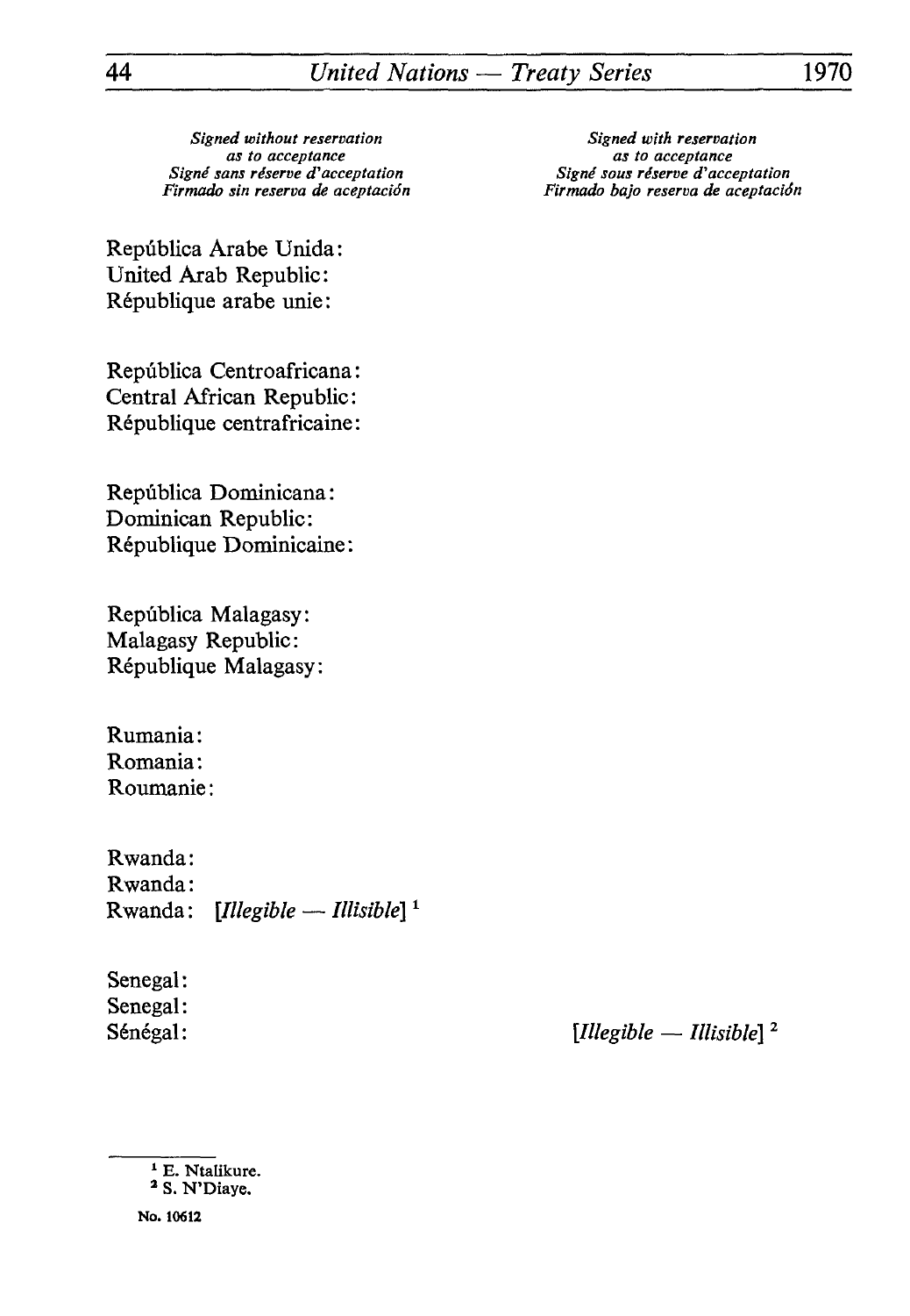| *Signed without reservation as to acceptance*<br>*Signé sans réserve d'acceptation*<br>*Firmado sin reserva de aceptación* | *Signed with reservation as to acceptance*<br>*Signé sous réserve d'acceptation*<br>*Firmado bajo reserva de aceptación* |
| --- | --- |

República Árabe Unida:
United Arab Republic:
République arabe unie:

República Centroafricana:
Central African Republic:
République centrafricaine:

República Dominicana:
Dominican Republic:
République Dominicaine:

República Malagasy:
Malagasy Republic:
République Malagasy:

Rumania:
Romania:
Roumanie:

Rwanda:
Rwanda:
Rwanda: *[Illegible — Illisible]* [1]

Senegal:
Senegal:
Sénégal: *[Illegible — Illisible]* [2]

---

[1] E. Ntalikure.

[2] S. N'Diaye.

No. 10612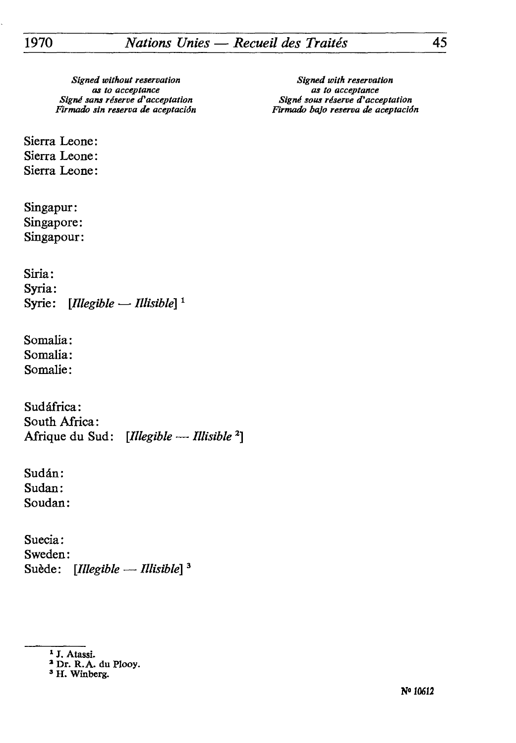| *Signed without reservation as to acceptance*<br>*Signé sans réserve d'acceptation*<br>*Firmado sin reserva de aceptación* | *Signed with reservation as to acceptance*<br>*Signé sous réserve d'acceptation*<br>*Firmado bajo reserva de aceptación* |
|---|---|

Sierra Leone:
Sierra Leone:
Sierra Leone:

Singapur:
Singapore:
Singapour:

Siria:
Syria:
Syrie: [*Illegible — Illisible*] [1]

Somalia:
Somalia:
Somalie:

Sudáfrica:
South Africa:
Afrique du Sud: [*Illegible — Illisible* [2]]

Sudán:
Sudan:
Soudan:

Suecia:
Sweden:
Suède: [*Illegible — Illisible*] [3]

---

[1] J. Atassi.
[2] Dr. R.A. du Plooy.
[3] H. Winberg.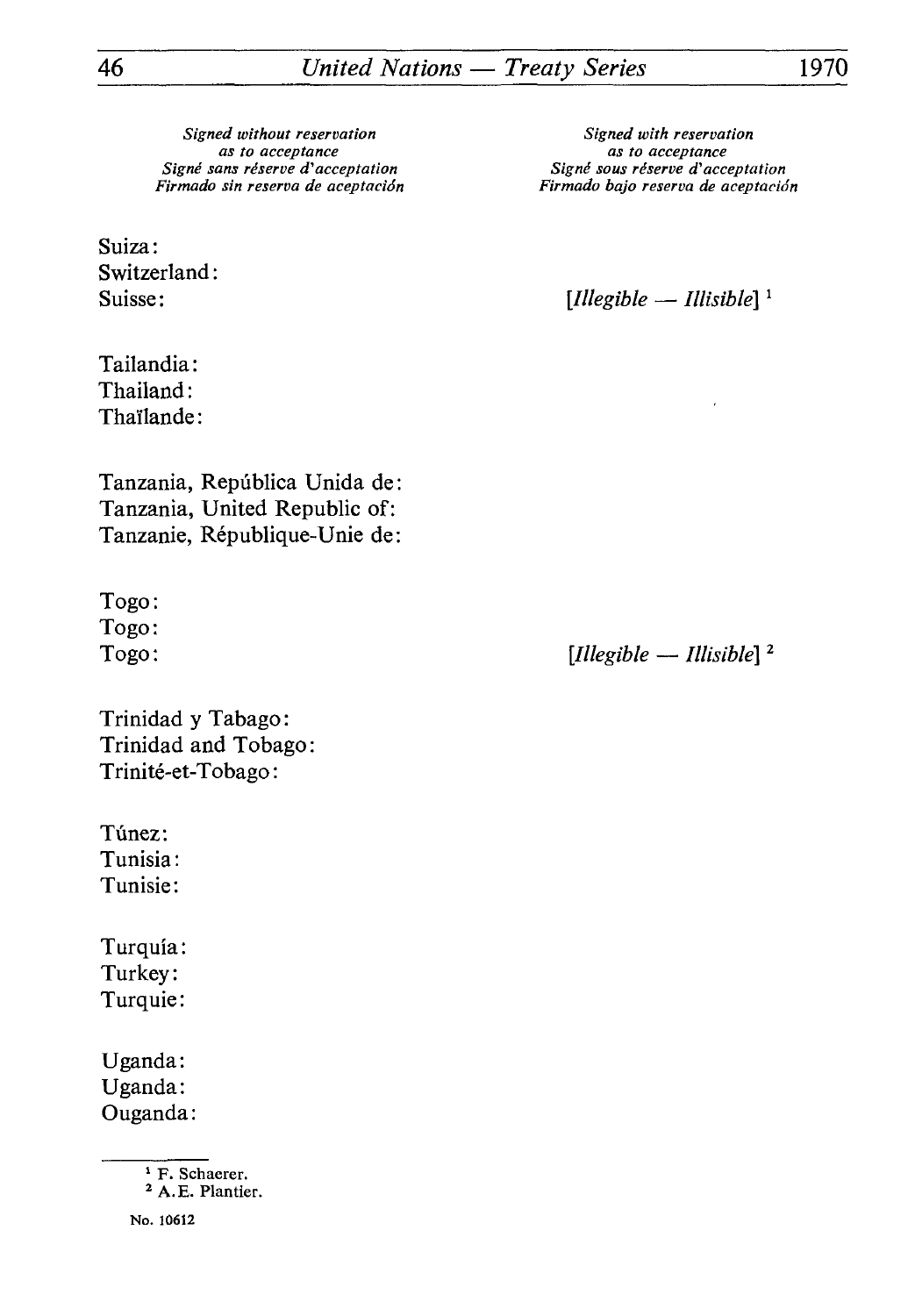| *Signed without reservation as to acceptance*<br>*Signé sans réserve d'acceptation*<br>*Firmado sin reserva de aceptación* | *Signed with reservation as to acceptance*<br>*Signé sous réserve d'acceptation*<br>*Firmado bajo reserva de aceptación* |
| --- | --- |
| Suiza:<br>Switzerland:<br>Suisse: | *[Illegible — Illisible]* [1] |
| Tailandia:<br>Thailand:<br>Thaïlande: | |
| Tanzania, República Unida de:<br>Tanzania, United Republic of:<br>Tanzanie, République-Unie de: | |
| Togo:<br>Togo:<br>Togo: | *[Illegible — Illisible]* [2] |
| Trinidad y Tabago:<br>Trinidad and Tobago:<br>Trinité-et-Tobago: | |
| Túnez:<br>Tunisia:<br>Tunisie: | |
| Turquía:<br>Turkey:<br>Turquie: | |
| Uganda:<br>Uganda:<br>Ouganda: | |

[1] F. Schaerer.

[2] A.E. Plantier.

No. 10612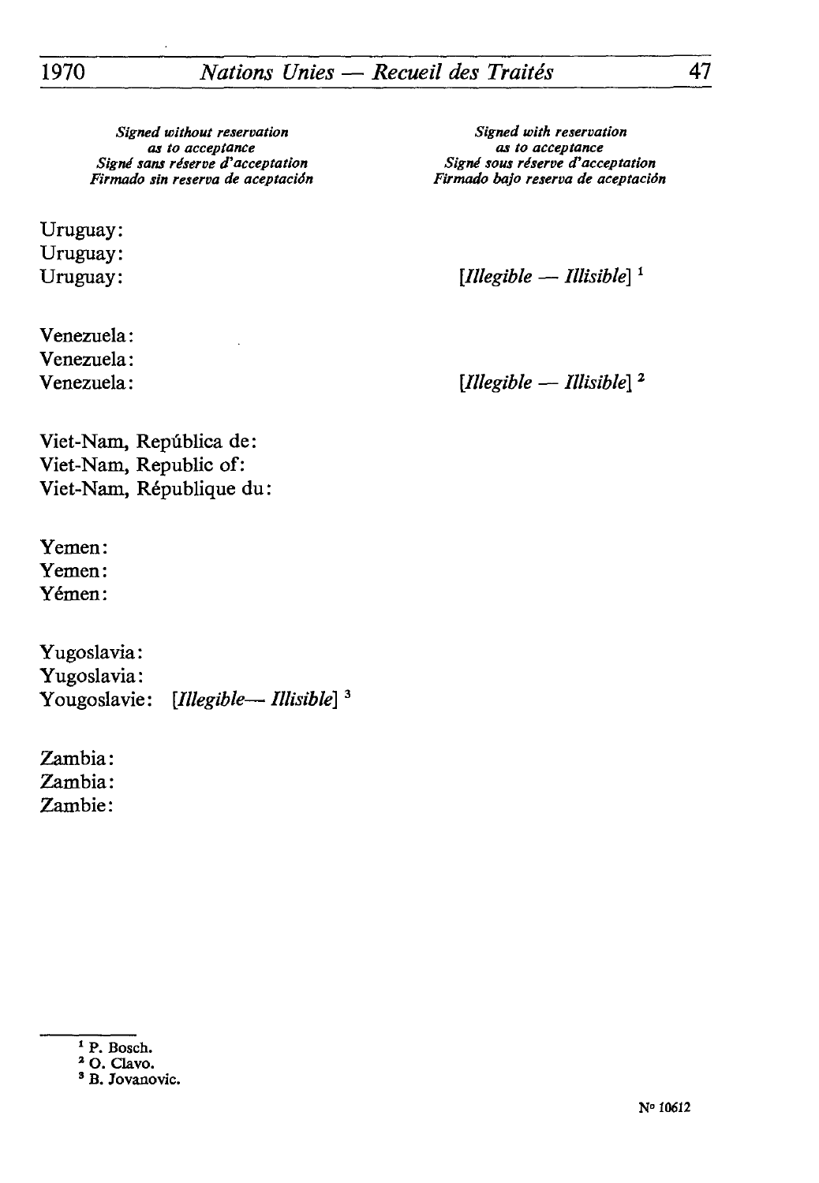| *Signed without reservation as to acceptance* *Signé sans réserve d'acceptation* *Firmado sin reserva de aceptación* | *Signed with reservation as to acceptance* *Signé sous réserve d'acceptation* *Firmado bajo reserva de aceptación* |
| --- | --- |
| Uruguay: Uruguay: Uruguay: | *[Illegible — Illisible]* [1] |
| Venezuela: Venezuela: Venezuela: | *[Illegible — Illisible]* [2] |
| Viet-Nam, República de: Viet-Nam, Republic of: Viet-Nam, République du: | |
| Yemen: Yemen: Yémen: | |
| Yugoslavia: Yugoslavia: Yougoslavie: *[Illegible— Illisible]* [3] | |
| Zambia: Zambia: Zambie: | |

[1] P. Bosch.
[2] O. Clavo.
[3] B. Jovanovic.

N° 10612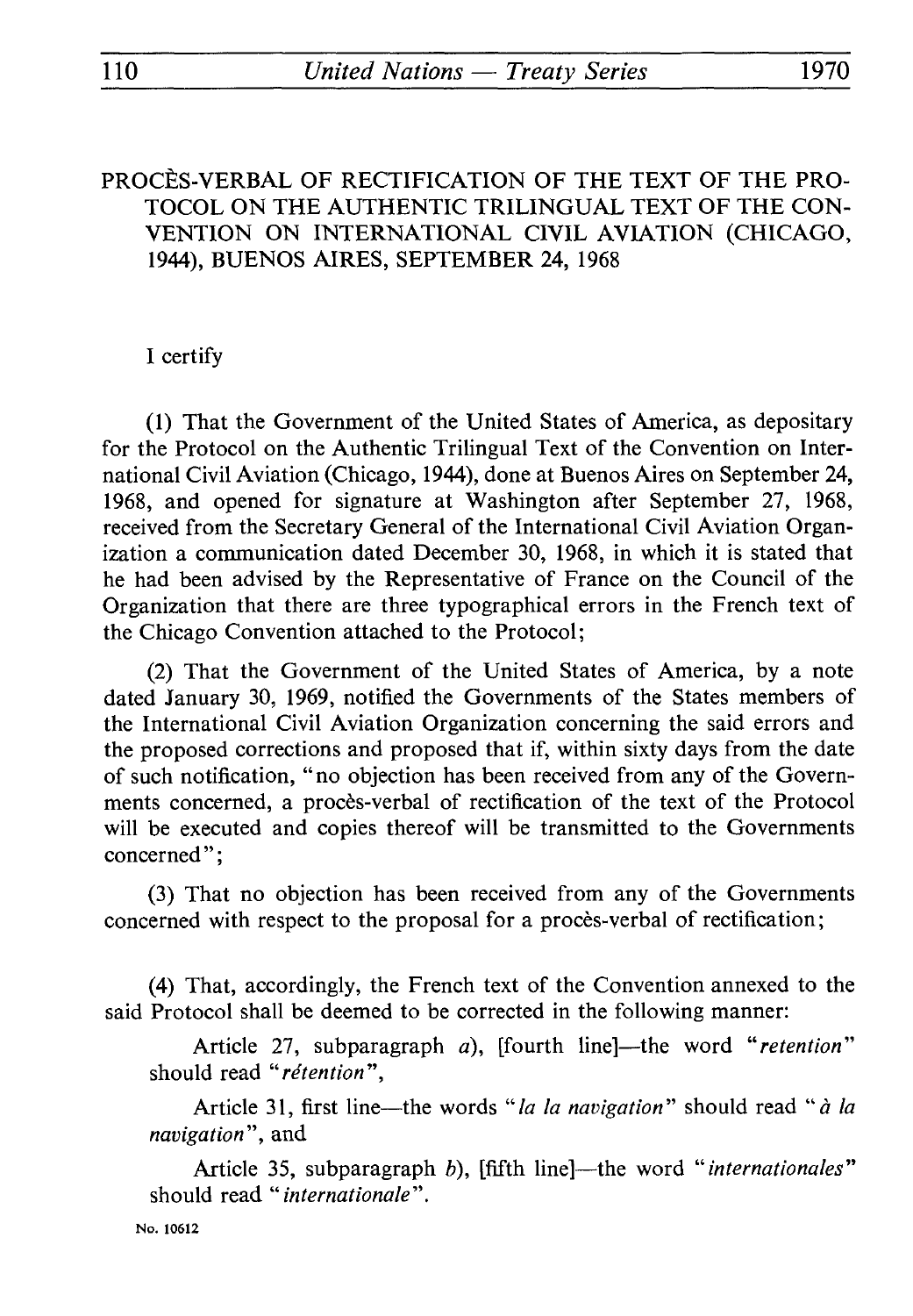# PROCÈS-VERBAL OF RECTIFICATION OF THE TEXT OF THE PROTOCOL ON THE AUTHENTIC TRILINGUAL TEXT OF THE CONVENTION ON INTERNATIONAL CIVIL AVIATION (CHICAGO, 1944), BUENOS AIRES, SEPTEMBER 24, 1968

I certify

(1) That the Government of the United States of America, as depositary for the Protocol on the Authentic Trilingual Text of the Convention on International Civil Aviation (Chicago, 1944), done at Buenos Aires on September 24, 1968, and opened for signature at Washington after September 27, 1968, received from the Secretary General of the International Civil Aviation Organization a communication dated December 30, 1968, in which it is stated that he had been advised by the Representative of France on the Council of the Organization that there are three typographical errors in the French text of the Chicago Convention attached to the Protocol;

(2) That the Government of the United States of America, by a note dated January 30, 1969, notified the Governments of the States members of the International Civil Aviation Organization concerning the said errors and the proposed corrections and proposed that if, within sixty days from the date of such notification, "no objection has been received from any of the Governments concerned, a procès-verbal of rectification of the text of the Protocol will be executed and copies thereof will be transmitted to the Governments concerned";

(3) That no objection has been received from any of the Governments concerned with respect to the proposal for a procès-verbal of rectification;

(4) That, accordingly, the French text of the Convention annexed to the said Protocol shall be deemed to be corrected in the following manner:

Article 27, subparagraph *a*), [fourth line]—the word "*retention*" should read "*rétention*",

Article 31, first line—the words "*la la navigation*" should read "*à la navigation*", and

Article 35, subparagraph *b*), [fifth line]—the word "*internationales*" should read "*internationale*".

No. 10612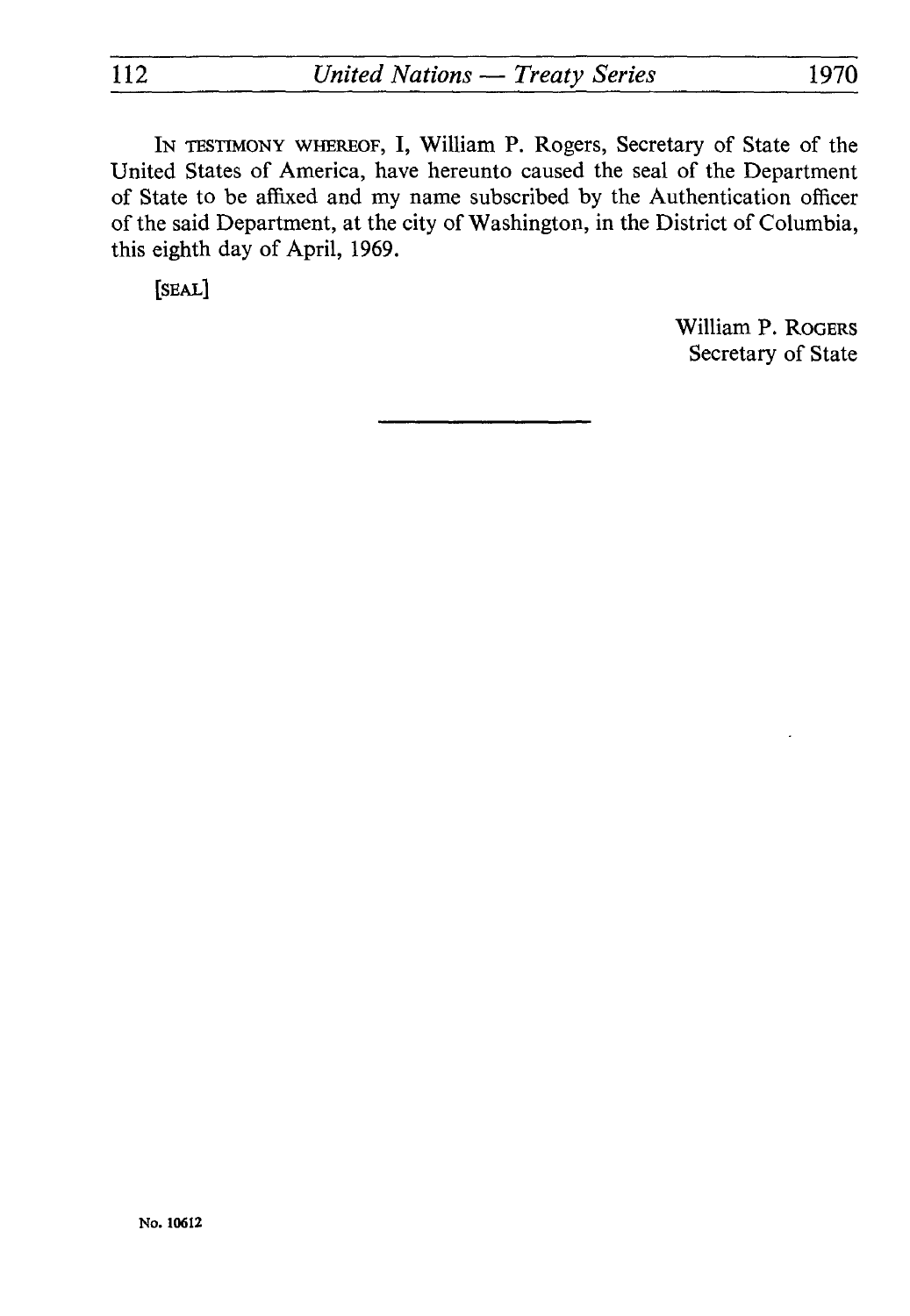IN TESTIMONY WHEREOF, I, William P. Rogers, Secretary of State of the United States of America, have hereunto caused the seal of the Department of State to be affixed and my name subscribed by the Authentication officer of the said Department, at the city of Washington, in the District of Columbia, this eighth day of April, 1969.

[SEAL]

William P. ROGERS
Secretary of State